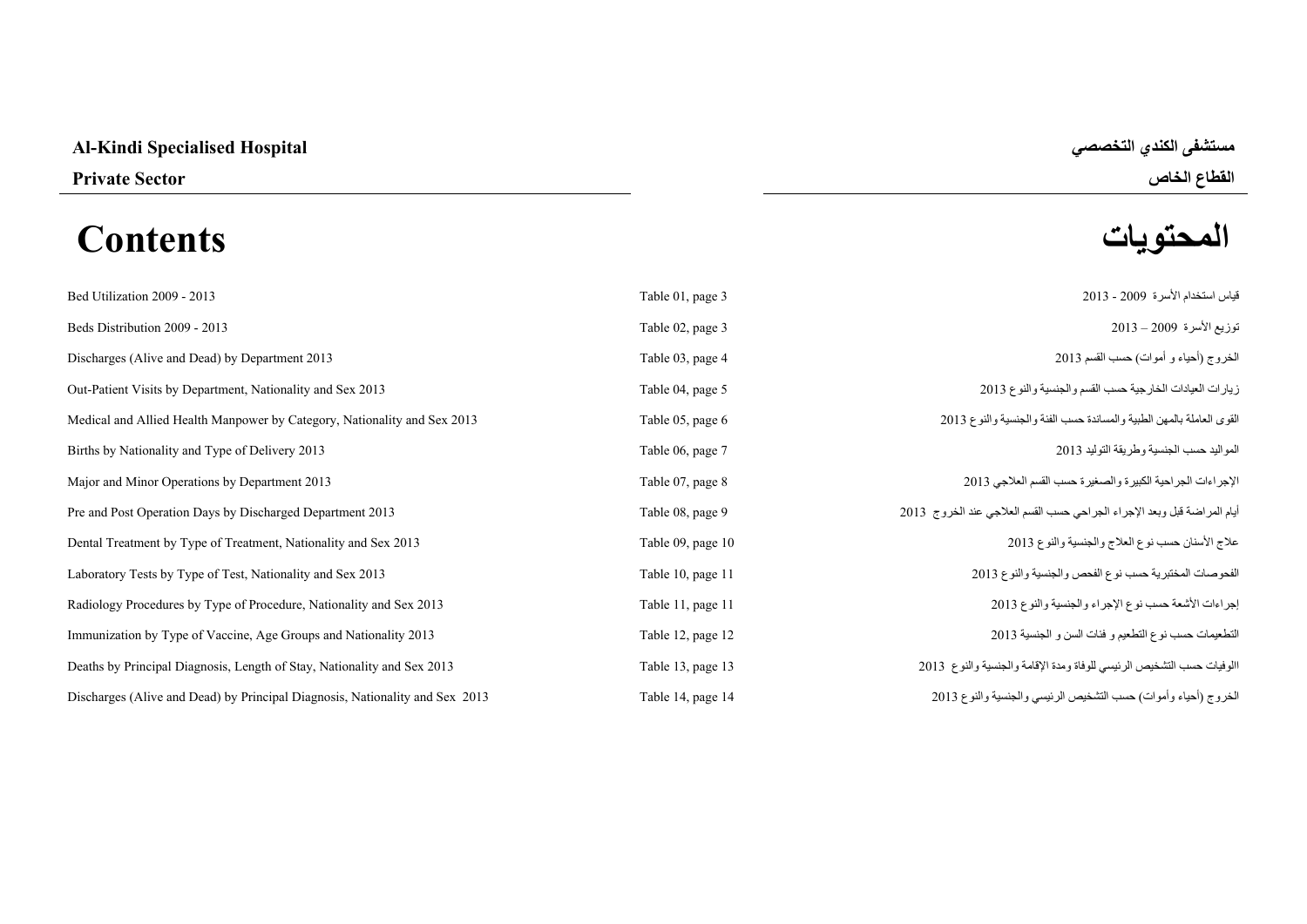**Al-Kindi Specialised Hospital**

**مستشفى الكندي التخصصي**

**Private Sector**

**القطاع الخاص**

# Contents

# المحتويات

| Contents | Table | المحتويات |
|---|---|---|
| Bed Utilization 2009 - 2013 | Table 01, page 3 | قياس استخدام الأسرة 2009 - 2013 |
| Beds Distribution 2009 - 2013 | Table 02, page 3 | توزيع الأسرة 2009 – 2013 |
| Discharges (Alive and Dead) by Department 2013 | Table 03, page 4 | الخروج (أحياء و أموات) حسب القسم 2013 |
| Out-Patient Visits by Department, Nationality and Sex 2013 | Table 04, page 5 | زيارات العيادات الخارجية حسب القسم والجنسية والنوع 2013 |
| Medical and Allied Health Manpower by Category, Nationality and Sex 2013 | Table 05, page 6 | القوى العاملة بالمهن الطبية والمساندة حسب الفئة والجنسية والنوع 2013 |
| Births by Nationality and Type of Delivery 2013 | Table 06, page 7 | المواليد حسب الجنسية وطريقة التوليد 2013 |
| Major and Minor Operations by Department 2013 | Table 07, page 8 | الإجراءات الجراحية الكبيرة والصغيرة حسب القسم العلاجي 2013 |
| Pre and Post Operation Days by Discharged Department 2013 | Table 08, page 9 | أيام المراضة قبل وبعد الإجراء الجراحي حسب القسم العلاجي عند الخروج 2013 |
| Dental Treatment by Type of Treatment, Nationality and Sex 2013 | Table 09, page 10 | علاج الأسنان حسب نوع العلاج والجنسية والنوع 2013 |
| Laboratory Tests by Type of Test, Nationality and Sex 2013 | Table 10, page 11 | الفحوصات المختبرية حسب نوع الفحص والجنسية والنوع 2013 |
| Radiology Procedures by Type of Procedure, Nationality and Sex 2013 | Table 11, page 11 | إجراءات الأشعة حسب نوع الإجراء والجنسية والنوع 2013 |
| Immunization by Type of Vaccine, Age Groups and Nationality 2013 | Table 12, page 12 | التطعيمات حسب نوع التطعيم و فئات السن و الجنسية 2013 |
| Deaths by Principal Diagnosis, Length of Stay, Nationality and Sex 2013 | Table 13, page 13 | االوفيات حسب التشخيص الرئيسي للوفاة ومدة الإقامة والجنسية والنوع 2013 |
| Discharges (Alive and Dead) by Principal Diagnosis, Nationality and Sex 2013 | Table 14, page 14 | الخروج (أحياء وأموات) حسب التشخيص الرئيسي والجنسية والنوع 2013 |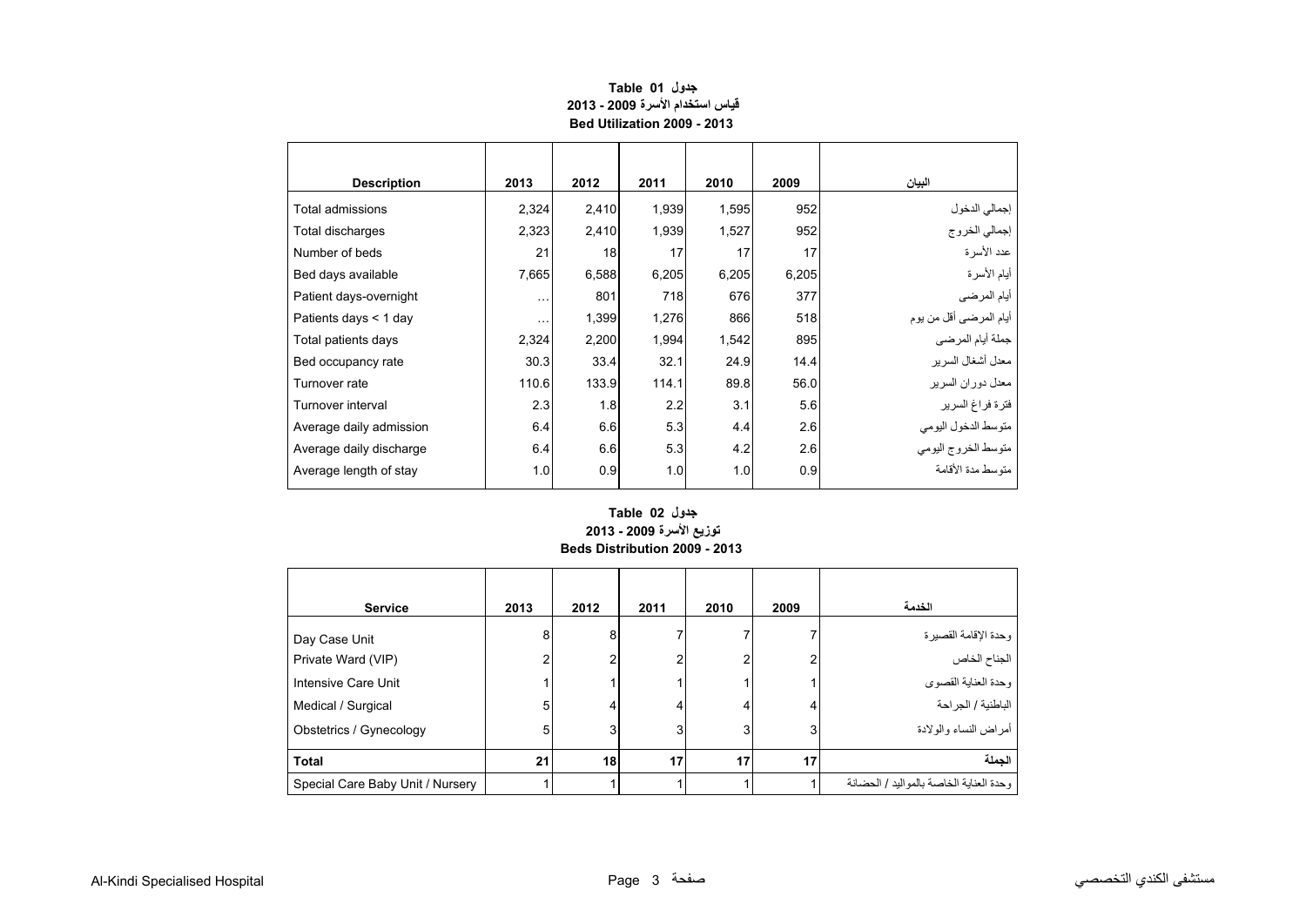## Table 01 جدول

## قياس استخدام الأسرة 2009 - 2013

## Bed Utilization 2009 - 2013

| Description | 2013 | 2012 | 2011 | 2010 | 2009 | البيان |
|---|---|---|---|---|---|---|
| Total admissions | 2,324 | 2,410 | 1,939 | 1,595 | 952 | إجمالي الدخول |
| Total discharges | 2,323 | 2,410 | 1,939 | 1,527 | 952 | إجمالي الخروج |
| Number of beds | 21 | 18 | 17 | 17 | 17 | عدد الأسرة |
| Bed days available | 7,665 | 6,588 | 6,205 | 6,205 | 6,205 | أيام الأسرة |
| Patient days-overnight | … | 801 | 718 | 676 | 377 | أيام المرضى |
| Patients days < 1 day | … | 1,399 | 1,276 | 866 | 518 | أيام المرضى أقل من يوم |
| Total patients days | 2,324 | 2,200 | 1,994 | 1,542 | 895 | جملة أيام المرضى |
| Bed occupancy rate | 30.3 | 33.4 | 32.1 | 24.9 | 14.4 | معدل أشغال السرير |
| Turnover rate | 110.6 | 133.9 | 114.1 | 89.8 | 56.0 | معدل دوران السرير |
| Turnover interval | 2.3 | 1.8 | 2.2 | 3.1 | 5.6 | فترة فراغ السرير |
| Average daily admission | 6.4 | 6.6 | 5.3 | 4.4 | 2.6 | متوسط الدخول اليومي |
| Average daily discharge | 6.4 | 6.6 | 5.3 | 4.2 | 2.6 | متوسط الخروج اليومي |
| Average length of stay | 1.0 | 0.9 | 1.0 | 1.0 | 0.9 | متوسط مدة الأقامة |

## Table 02 جدول

## توزيع الأسرة 2009 - 2013

## Beds Distribution 2009 - 2013

| Service | 2013 | 2012 | 2011 | 2010 | 2009 | الخدمة |
|---|---|---|---|---|---|---|
| Day Case Unit | 8 | 8 | 7 | 7 | 7 | وحدة الإقامة القصيرة |
| Private Ward (VIP) | 2 | 2 | 2 | 2 | 2 | الجناح الخاص |
| Intensive Care Unit | 1 | 1 | 1 | 1 | 1 | وحدة العناية القصوى |
| Medical / Surgical | 5 | 4 | 4 | 4 | 4 | الباطنية / الجراحة |
| Obstetrics / Gynecology | 5 | 3 | 3 | 3 | 3 | أمراض النساء والولادة |
| **Total** | **21** | **18** | **17** | **17** | **17** | **الجملة** |
| Special Care Baby Unit / Nursery | 1 | 1 | 1 | 1 | 1 | وحدة العناية الخاصة بالمواليد / الحضانة |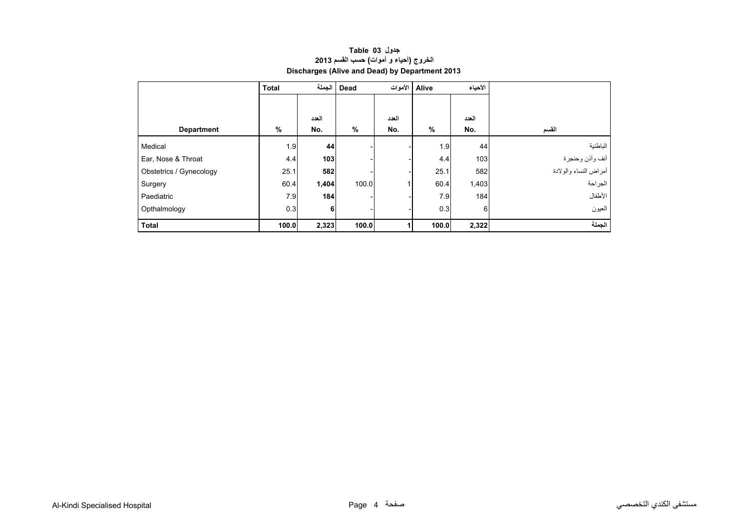## جدول Table 03
## الخروج (أحياء و أموات) حسب القسم 2013
## Discharges (Alive and Dead) by Department 2013

| | Total | الجملة | Dead | الأموات | Alive | الأحياء | |
|---|---|---|---|---|---|---|---|
| Department | % | العدد No. | % | العدد No. | % | العدد No. | القسم |
| Medical | 1.9 | **44** | - | - | 1.9 | 44 | الباطنية |
| Ear, Nose & Throat | 4.4 | **103** | - | - | 4.4 | 103 | أنف وأذن وحنجرة |
| Obstetrics / Gynecology | 25.1 | **582** | - | - | 25.1 | 582 | أمراض النساء والولادة |
| Surgery | 60.4 | **1,404** | 100.0 | 1 | 60.4 | 1,403 | الجراحة |
| Paediatric | 7.9 | **184** | - | - | 7.9 | 184 | الأطفال |
| Opthalmology | 0.3 | **6** | - | - | 0.3 | 6 | العيون |
| **Total** | **100.0** | **2,323** | **100.0** | **1** | **100.0** | **2,322** | **الجملة** |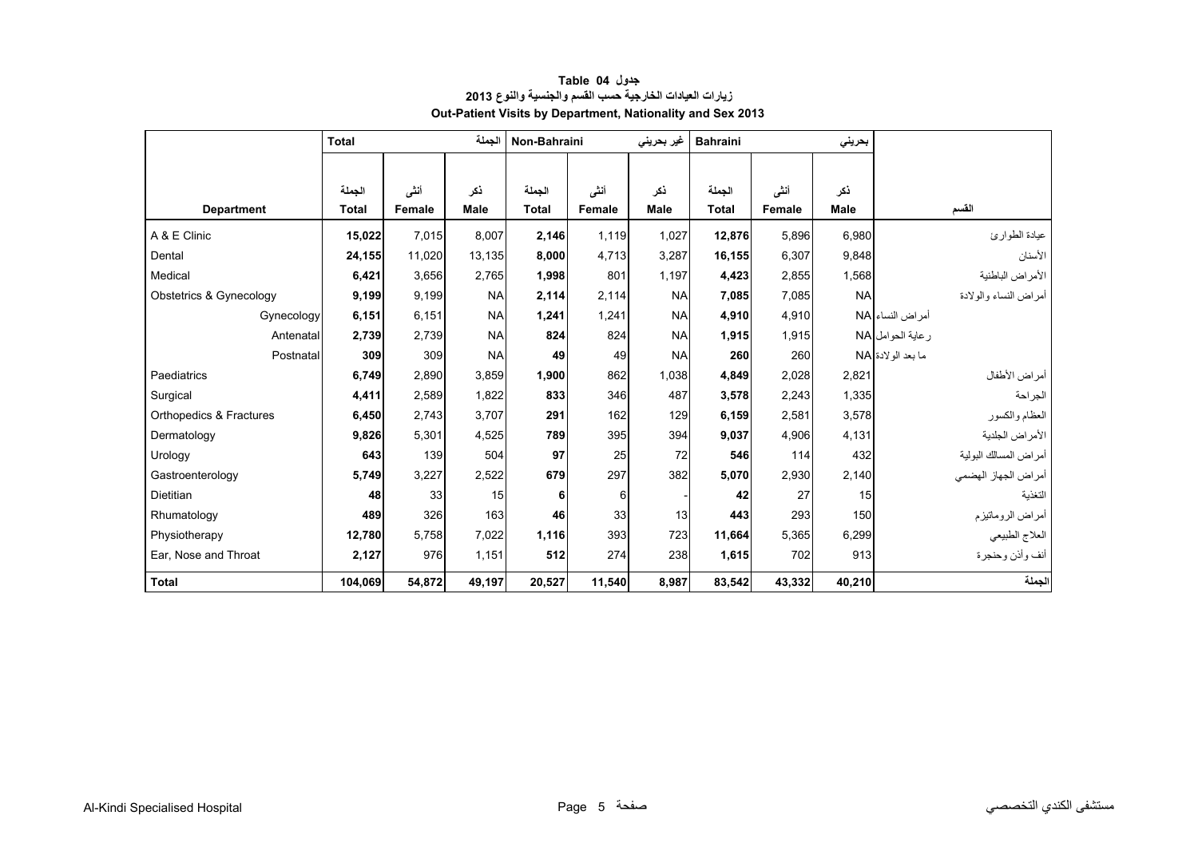**جدول Table 04**

**زيارات العيادات الخارجية حسب القسم والجنسية والنوع 2013**

**Out-Patient Visits by Department, Nationality and Sex 2013**

| | Total | | الجملة | Non-Bahraini | | غير بحريني | Bahraini | | بحريني | |
|---|---|---|---|---|---|---|---|---|---|---|
| **Department** | الجملة **Total** | أنثى **Female** | ذكر **Male** | الجملة **Total** | أنثى **Female** | ذكر **Male** | الجملة **Total** | أنثى **Female** | ذكر **Male** | القسم |
| A & E Clinic | **15,022** | 7,015 | 8,007 | **2,146** | 1,119 | 1,027 | **12,876** | 5,896 | 6,980 | عيادة الطوارئ |
| Dental | **24,155** | 11,020 | 13,135 | **8,000** | 4,713 | 3,287 | **16,155** | 6,307 | 9,848 | الأسنان |
| Medical | **6,421** | 3,656 | 2,765 | **1,998** | 801 | 1,197 | **4,423** | 2,855 | 1,568 | الأمراض الباطنية |
| Obstetrics & Gynecology | **9,199** | 9,199 | NA | **2,114** | 2,114 | NA | **7,085** | 7,085 | NA | أمراض النساء والولادة |
| Gynecology | **6,151** | 6,151 | NA | **1,241** | 1,241 | NA | **4,910** | 4,910 | NA | أمراض النساء |
| Antenatal | **2,739** | 2,739 | NA | **824** | 824 | NA | **1,915** | 1,915 | NA | رعاية الحوامل |
| Postnatal | **309** | 309 | NA | **49** | 49 | NA | **260** | 260 | NA | ما بعد الولادة |
| Paediatrics | **6,749** | 2,890 | 3,859 | **1,900** | 862 | 1,038 | **4,849** | 2,028 | 2,821 | أمراض الأطفال |
| Surgical | **4,411** | 2,589 | 1,822 | **833** | 346 | 487 | **3,578** | 2,243 | 1,335 | الجراحة |
| Orthopedics & Fractures | **6,450** | 2,743 | 3,707 | **291** | 162 | 129 | **6,159** | 2,581 | 3,578 | العظام والكسور |
| Dermatology | **9,826** | 5,301 | 4,525 | **789** | 395 | 394 | **9,037** | 4,906 | 4,131 | الأمراض الجلدية |
| Urology | **643** | 139 | 504 | **97** | 25 | 72 | **546** | 114 | 432 | أمراض المسالك البولية |
| Gastroenterology | **5,749** | 3,227 | 2,522 | **679** | 297 | 382 | **5,070** | 2,930 | 2,140 | أمراض الجهاز الهضمي |
| Dietitian | **48** | 33 | 15 | **6** | 6 | - | **42** | 27 | 15 | التغذية |
| Rhumatology | **489** | 326 | 163 | **46** | 33 | 13 | **443** | 293 | 150 | أمراض الروماتيزم |
| Physiotherapy | **12,780** | 5,758 | 7,022 | **1,116** | 393 | 723 | **11,664** | 5,365 | 6,299 | العلاج الطبيعي |
| Ear, Nose and Throat | **2,127** | 976 | 1,151 | **512** | 274 | 238 | **1,615** | 702 | 913 | أنف وأذن وحنجرة |
| **Total** | **104,069** | **54,872** | **49,197** | **20,527** | **11,540** | **8,987** | **83,542** | **43,332** | **40,210** | **الجملة** |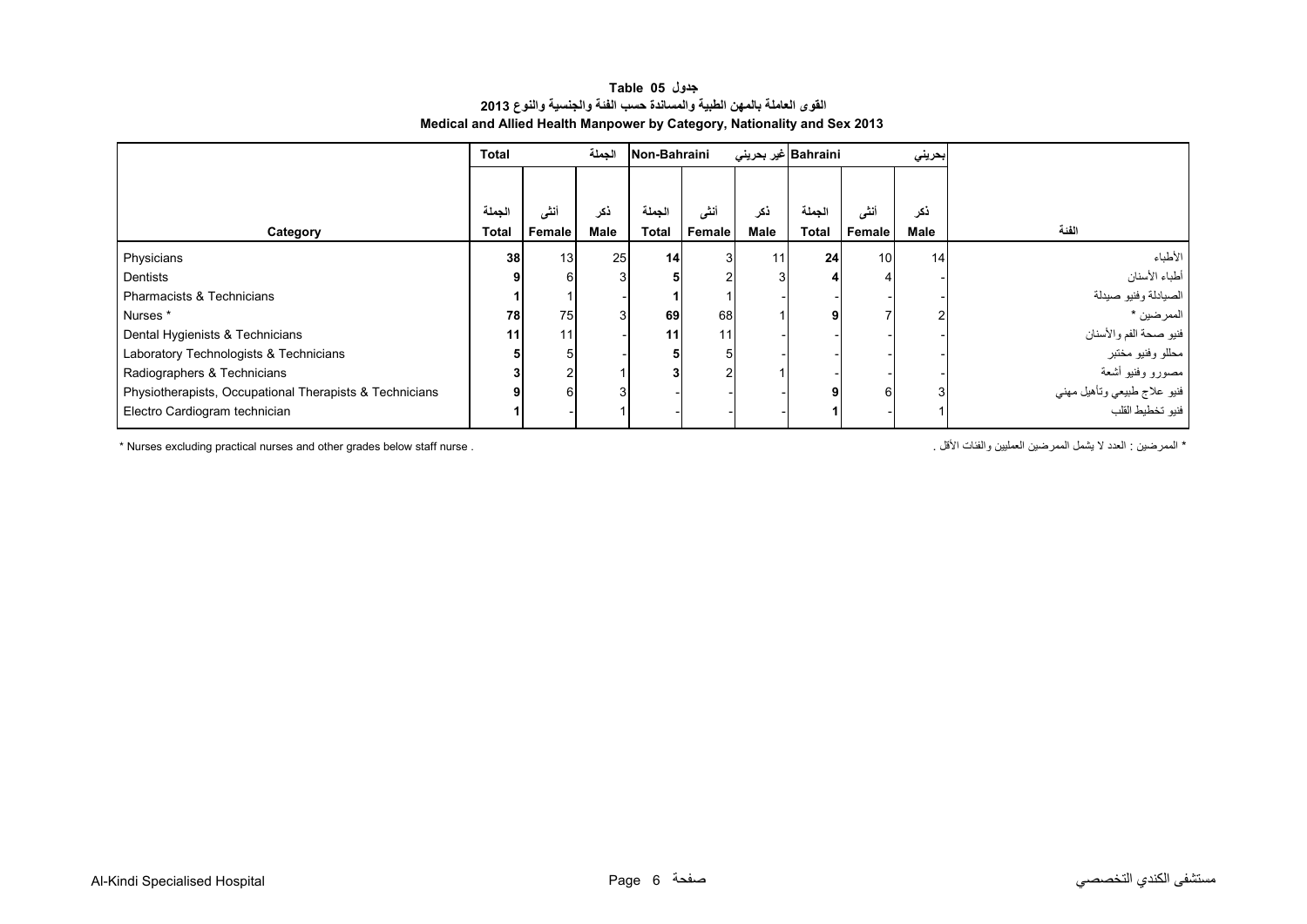# جدول Table 05

## القوى العاملة بالمهن الطبية والمساندة حسب الفئة والجنسية والنوع 2013

## Medical and Allied Health Manpower by Category, Nationality and Sex 2013

| | Total | | الجملة | Non-Bahraini | | غير بحريني | Bahraini | | بحريني | |
|---|---|---|---|---|---|---|---|---|---|---|
| Category | الجملة Total | أنثى Female | ذكر Male | الجملة Total | أنثى Female | ذكر Male | الجملة Total | أنثى Female | ذكر Male | الفئة |
| Physicians | **38** | 13 | 25 | **14** | 3 | 11 | **24** | 10 | 14 | الأطباء |
| Dentists | **9** | 6 | 3 | **5** | 2 | 3 | **4** | 4 | - | أطباء الأسنان |
| Pharmacists & Technicians | **1** | 1 | - | **1** | 1 | - | - | - | - | الصيادلة وفنيو صيدلة |
| Nurses * | **78** | 75 | 3 | **69** | 68 | 1 | **9** | 7 | 2 | الممرضين * |
| Dental Hygienists & Technicians | **11** | 11 | - | **11** | 11 | - | - | - | - | فنيو صحة الفم والأسنان |
| Laboratory Technologists & Technicians | **5** | 5 | - | **5** | 5 | - | - | - | - | محللو وفنيو مختبر |
| Radiographers & Technicians | **3** | 2 | 1 | **3** | 2 | 1 | - | - | - | مصورو وفنيو أشعة |
| Physiotherapists, Occupational Therapists & Technicians | **9** | 6 | 3 | - | - | - | **9** | 6 | 3 | فنيو علاج طبيعي وتأهيل مهني |
| Electro Cardiogram technician | **1** | - | 1 | - | - | - | **1** | - | 1 | فنيو تخطيط القلب |

* Nurses excluding practical nurses and other grades below staff nurse .

* الممرضين : العدد لا يشمل الممرضين العمليين والفئات الأقل .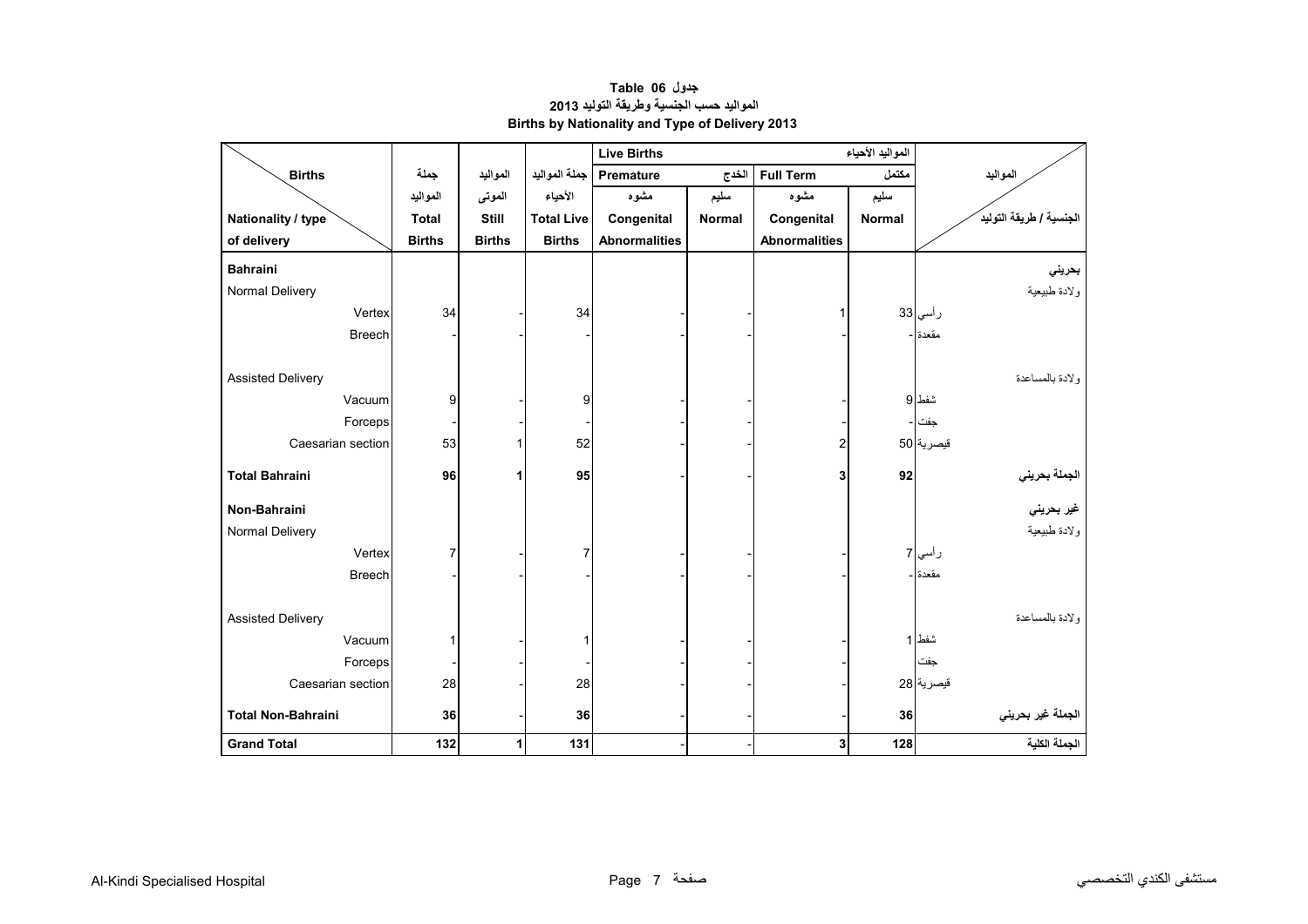**Table 06 جدول**
**المواليد حسب الجنسية وطريقة التوليد 2013**
**Births by Nationality and Type of Delivery 2013**

| Births / Nationality / type of delivery | جملة المواليد Total Births | المواليد الموتى Still Births | جملة المواليد الأحياء Total Live Births | Live Births المواليد الأحياء — Premature الخدج: مشوه Congenital Abnormalities | Premature الخدج: سليم Normal | Full Term مكتمل: مشوه Congenital Abnormalities | Full Term مكتمل: سليم Normal | المواليد / الجنسية / طريقة التوليد |
|---|---|---|---|---|---|---|---|---|
| **Bahraini** | | | | | | | | **بحريني** |
| Normal Delivery | | | | | | | | ولادة طبيعية |
| Vertex | 34 | - | 34 | - | - | 1 | 33 | رأسي |
| Breech | - | - | - | - | - | - | - | مقعدة |
| Assisted Delivery | | | | | | | | ولادة بالمساعدة |
| Vacuum | 9 | - | 9 | - | - | - | 9 | شفط |
| Forceps | - | - | - | - | - | - | - | جفت |
| Caesarian section | 53 | 1 | 52 | - | - | 2 | 50 | قيصرية |
| **Total Bahraini** | **96** | **1** | **95** | - | - | **3** | **92** | **الجملة بحريني** |
| **Non-Bahraini** | | | | | | | | **غير بحريني** |
| Normal Delivery | | | | | | | | ولادة طبيعية |
| Vertex | 7 | - | 7 | - | - | - | 7 | رأسي |
| Breech | - | - | - | - | - | - | - | مقعدة |
| Assisted Delivery | | | | | | | | ولادة بالمساعدة |
| Vacuum | 1 | - | 1 | - | - | - | 1 | شفط |
| Forceps | - | - | - | - | - | - | | جفت |
| Caesarian section | 28 | - | 28 | - | - | - | 28 | قيصرية |
| **Total Non-Bahraini** | **36** | - | **36** | - | - | - | **36** | **الجملة غير بحريني** |
| **Grand Total** | **132** | **1** | **131** | - | - | **3** | **128** | **الجملة الكلية** |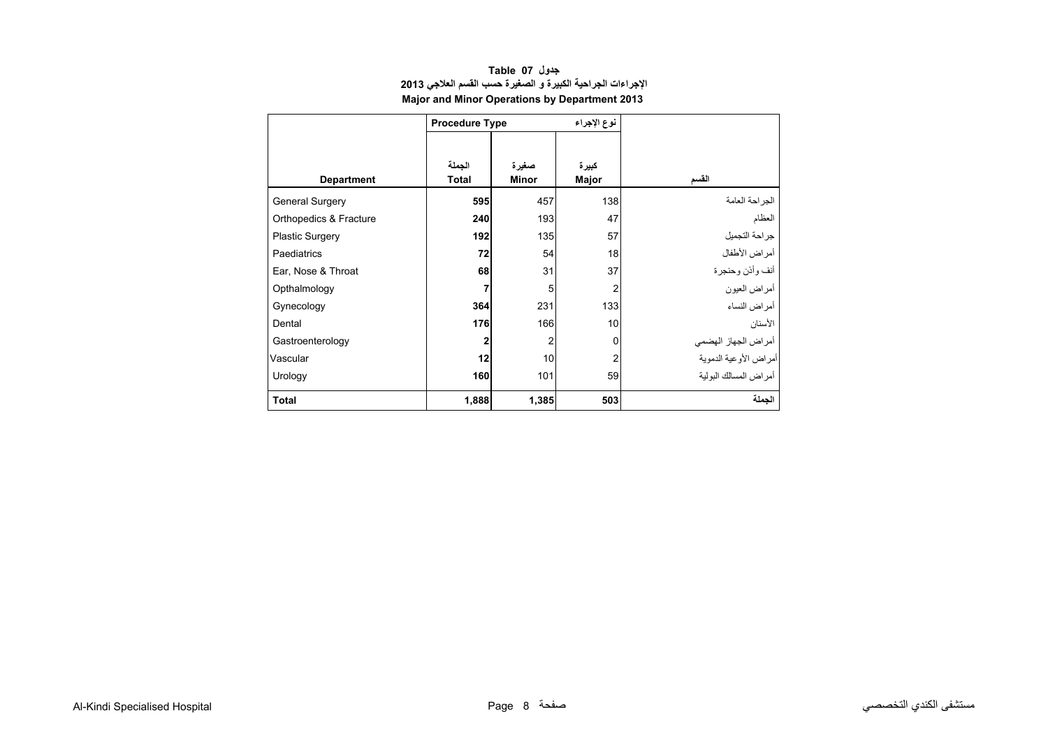# جدول Table 07
## الإجراءات الجراحية الكبيرة و الصغيرة حسب القسم العلاجي 2013
## Major and Minor Operations by Department 2013

| Department | Procedure Type | | نوع الإجراء | القسم |
|---|---|---|---|---|
| | الجملة<br>Total | صغيرة<br>Minor | كبيرة<br>Major | |
| General Surgery | **595** | 457 | 138 | الجراحة العامة |
| Orthopedics & Fracture | **240** | 193 | 47 | العظام |
| Plastic Surgery | **192** | 135 | 57 | جراحة التجميل |
| Paediatrics | **72** | 54 | 18 | أمراض الأطفال |
| Ear, Nose & Throat | **68** | 31 | 37 | أنف وأذن وحنجرة |
| Opthalmology | **7** | 5 | 2 | أمراض العيون |
| Gynecology | **364** | 231 | 133 | أمراض النساء |
| Dental | **176** | 166 | 10 | الأسنان |
| Gastroenterology | **2** | 2 | 0 | أمراض الجهاز الهضمي |
| Vascular | **12** | 10 | 2 | أمراض الأوعية الدموية |
| Urology | **160** | 101 | 59 | أمراض المسالك البولية |
| **Total** | **1,888** | **1,385** | **503** | **الجملة** |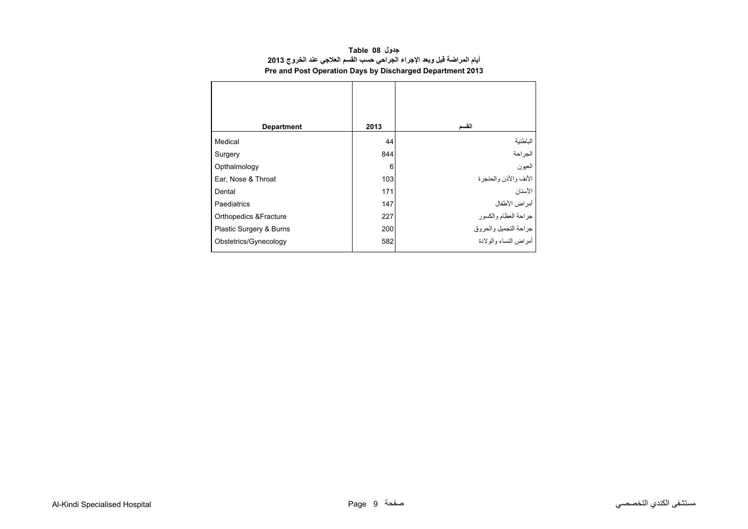**Table 08 جدول**

**أيام المراضة قبل وبعد الإجراء الجراحي حسب القسم العلاجي عند الخروج 2013**

**Pre and Post Operation Days by Discharged Department 2013**

| Department | 2013 | القسم |
|---|---|---|
| Medical | 44 | الباطنية |
| Surgery | 844 | الجراحة |
| Opthalmology | 6 | العيون |
| Ear, Nose & Throat | 103 | الأنف والأذن والحنجرة |
| Dental | 171 | الأسنان |
| Paediatrics | 147 | أمراض الأطفال |
| Orthopedics &Fracture | 227 | جراحة العظام والكسور |
| Plastic Surgery & Burns | 200 | جراحة التجميل والحروق |
| Obstetrics/Gynecology | 582 | أمراض النساء والولادة |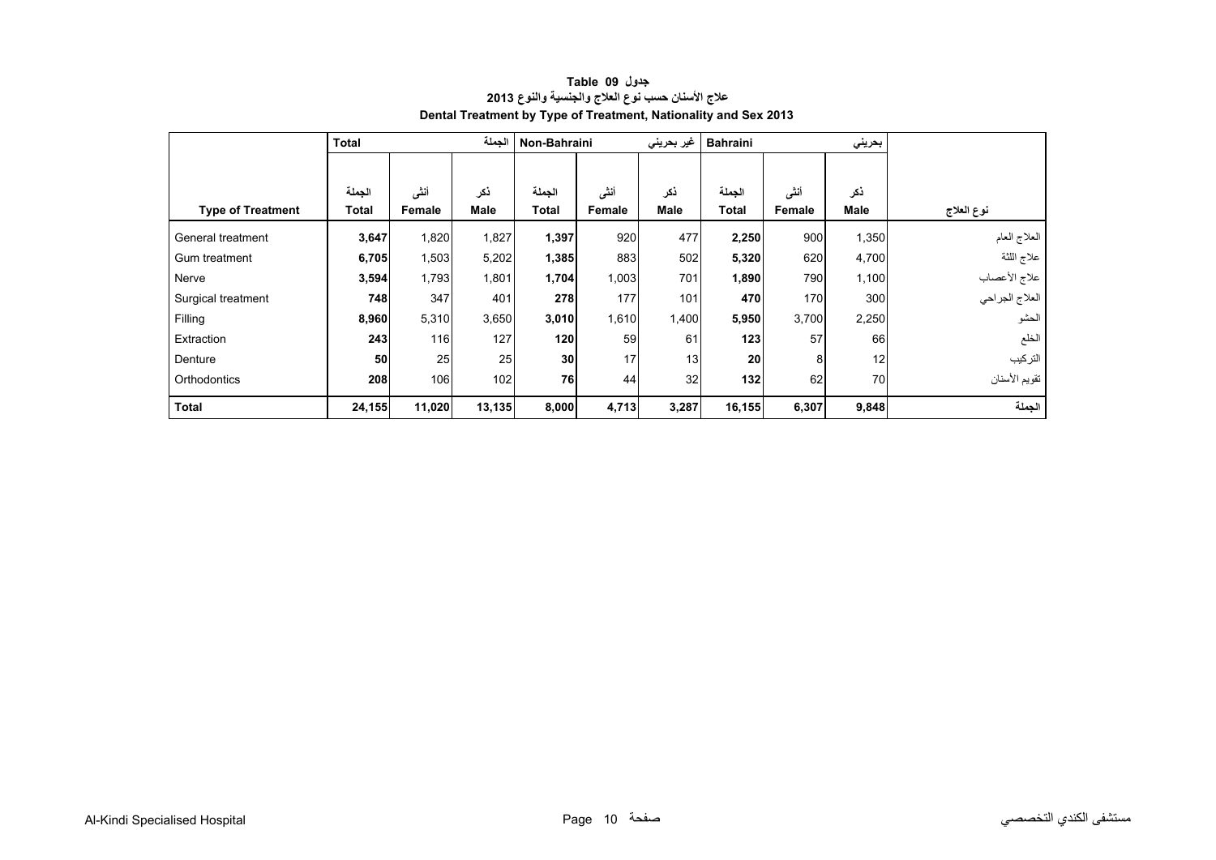**Table 09 جدول**

**علاج الأسنان حسب نوع العلاج والجنسية والنوع 2013**

**Dental Treatment by Type of Treatment, Nationality and Sex 2013**

| | Total | | الجملة | Non-Bahraini | | غير بحريني | Bahraini | | بحريني | |
|---|---|---|---|---|---|---|---|---|---|---|
| **Type of Treatment** | الجملة **Total** | أنثى **Female** | ذكر **Male** | الجملة **Total** | أنثى **Female** | ذكر **Male** | الجملة **Total** | أنثى **Female** | ذكر **Male** | **نوع العلاج** |
| General treatment | **3,647** | 1,820 | 1,827 | **1,397** | 920 | 477 | **2,250** | 900 | 1,350 | العلاج العام |
| Gum treatment | **6,705** | 1,503 | 5,202 | **1,385** | 883 | 502 | **5,320** | 620 | 4,700 | علاج اللثة |
| Nerve | **3,594** | 1,793 | 1,801 | **1,704** | 1,003 | 701 | **1,890** | 790 | 1,100 | علاج الأعصاب |
| Surgical treatment | **748** | 347 | 401 | **278** | 177 | 101 | **470** | 170 | 300 | العلاج الجراحي |
| Filling | **8,960** | 5,310 | 3,650 | **3,010** | 1,610 | 1,400 | **5,950** | 3,700 | 2,250 | الحشو |
| Extraction | **243** | 116 | 127 | **120** | 59 | 61 | **123** | 57 | 66 | الخلع |
| Denture | **50** | 25 | 25 | **30** | 17 | 13 | **20** | 8 | 12 | التركيب |
| Orthodontics | **208** | 106 | 102 | **76** | 44 | 32 | **132** | 62 | 70 | تقويم الأسنان |
| **Total** | **24,155** | **11,020** | **13,135** | **8,000** | **4,713** | **3,287** | **16,155** | **6,307** | **9,848** | **الجملة** |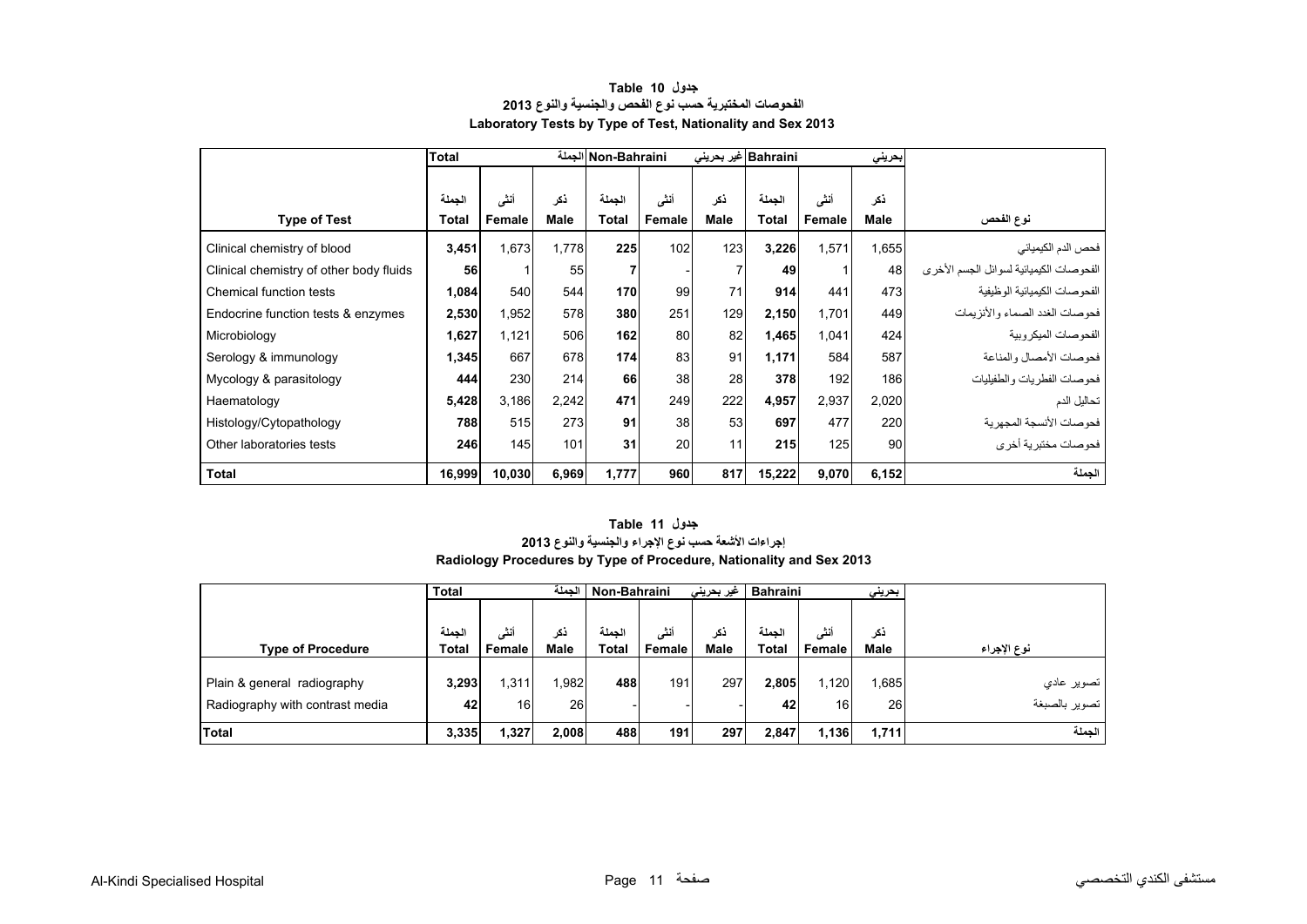## جدول 10 Table
## الفحوصات المختبرية حسب نوع الفحص والجنسية والنوع 2013
## Laboratory Tests by Type of Test, Nationality and Sex 2013

| | Total | | الجملة | Non-Bahraini | | غير بحريني | Bahraini | | بحريني | |
|---|---|---|---|---|---|---|---|---|---|---|
| **Type of Test** | الجملة **Total** | أنثى **Female** | ذكر **Male** | الجملة **Total** | أنثى **Female** | ذكر **Male** | الجملة **Total** | أنثى **Female** | ذكر **Male** | **نوع الفحص** |
| Clinical chemistry of blood | **3,451** | 1,673 | 1,778 | **225** | 102 | 123 | **3,226** | 1,571 | 1,655 | فحص الدم الكيميائي |
| Clinical chemistry of other body fluids | **56** | 1 | 55 | **7** | - | 7 | **49** | 1 | 48 | الفحوصات الكيميائية لسوائل الجسم الأخرى |
| Chemical function tests | **1,084** | 540 | 544 | **170** | 99 | 71 | **914** | 441 | 473 | الفحوصات الكيميائية الوظيفية |
| Endocrine function tests & enzymes | **2,530** | 1,952 | 578 | **380** | 251 | 129 | **2,150** | 1,701 | 449 | فحوصات الغدد الصماء والأنزيمات |
| Microbiology | **1,627** | 1,121 | 506 | **162** | 80 | 82 | **1,465** | 1,041 | 424 | الفحوصات الميكروبية |
| Serology & immunology | **1,345** | 667 | 678 | **174** | 83 | 91 | **1,171** | 584 | 587 | فحوصات الأمصال والمناعة |
| Mycology & parasitology | **444** | 230 | 214 | **66** | 38 | 28 | **378** | 192 | 186 | فحوصات الفطريات والطفيليات |
| Haematology | **5,428** | 3,186 | 2,242 | **471** | 249 | 222 | **4,957** | 2,937 | 2,020 | تحاليل الدم |
| Histology/Cytopathology | **788** | 515 | 273 | **91** | 38 | 53 | **697** | 477 | 220 | فحوصات الأنسجة المجهرية |
| Other laboratories tests | **246** | 145 | 101 | **31** | 20 | 11 | **215** | 125 | 90 | فحوصات مختبرية أخرى |
| **Total** | **16,999** | **10,030** | **6,969** | **1,777** | **960** | **817** | **15,222** | **9,070** | **6,152** | **الجملة** |

## جدول 11 Table
## إجراءات الأشعة حسب نوع الإجراء والجنسية والنوع 2013
## Radiology Procedures by Type of Procedure, Nationality and Sex 2013

| | Total | | الجملة | Non-Bahraini | | غير بحريني | Bahraini | | بحريني | |
|---|---|---|---|---|---|---|---|---|---|---|
| **Type of Procedure** | الجملة **Total** | أنثى **Female** | ذكر **Male** | الجملة **Total** | أنثى **Female** | ذكر **Male** | الجملة **Total** | أنثى **Female** | ذكر **Male** | **نوع الإجراء** |
| Plain & general radiography | **3,293** | 1,311 | 1,982 | **488** | 191 | 297 | **2,805** | 1,120 | 1,685 | تصوير عادي |
| Radiography with contrast media | **42** | 16 | 26 | **-** | - | - | **42** | 16 | 26 | تصوير بالصبغة |
| **Total** | **3,335** | **1,327** | **2,008** | **488** | **191** | **297** | **2,847** | **1,136** | **1,711** | **الجملة** |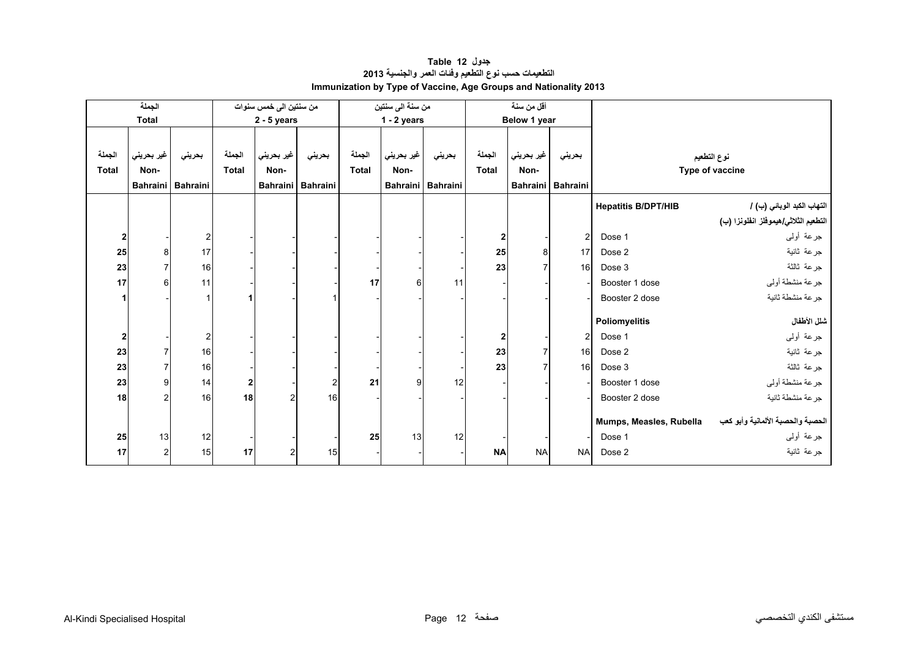# جدول 12 Table
## التطعيمات حسب نوع التطعيم وفئات العمر والجنسية 2013
## Immunization by Type of Vaccine, Age Groups and Nationality 2013

| الجملة Total | | | من سنتين الى خمس سنوات 2 - 5 years | | | من سنة الى سنتين 1 - 2 years | | | أقل من سنة Below 1 year | | | | |
|---|---|---|---|---|---|---|---|---|---|---|---|---|---|
| الجملة Total | غير بحريني Non-Bahraini | بحريني Bahraini | الجملة Total | غير بحريني Non-Bahraini | بحريني Bahraini | الجملة Total | غير بحريني Non-Bahraini | بحريني Bahraini | الجملة Total | غير بحريني Non-Bahraini | بحريني Bahraini | Type of vaccine | نوع التطعيم |
| | | | | | | | | | | | | **Hepatitis B/DPT/HIB** | **التهاب الكبد الوبائي (ب) / التطعيم الثلاثي/هيموفلز انفلونزا (ب)** |
| **2** | - | 2 | - | - | - | - | - | - | **2** | - | 2 | Dose 1 | جرعة أولى |
| **25** | 8 | 17 | - | - | - | - | - | - | **25** | 8 | 17 | Dose 2 | جرعة ثانية |
| **23** | 7 | 16 | - | - | - | - | - | - | **23** | 7 | 16 | Dose 3 | جرعة ثالثة |
| **17** | 6 | 11 | - | - | - | **17** | 6 | 11 | - | - | - | Booster 1 dose | جرعة منشطة أولى |
| **1** | - | 1 | **1** | - | 1 | - | - | - | - | - | - | Booster 2 dose | جرعة منشطة ثانية |
| | | | | | | | | | | | | **Poliomyelitis** | **شلل الأطفال** |
| **2** | - | 2 | - | - | - | - | - | - | **2** | - | 2 | Dose 1 | جرعة أولى |
| **23** | 7 | 16 | - | - | - | - | - | - | **23** | 7 | 16 | Dose 2 | جرعة ثانية |
| **23** | 7 | 16 | - | - | - | - | - | - | **23** | 7 | 16 | Dose 3 | جرعة ثالثة |
| **23** | 9 | 14 | **2** | - | 2 | **21** | 9 | 12 | - | - | - | Booster 1 dose | جرعة منشطة أولى |
| **18** | 2 | 16 | **18** | 2 | 16 | - | - | - | - | - | - | Booster 2 dose | جرعة منشطة ثانية |
| | | | | | | | | | | | | **Mumps, Measles, Rubella** | **الحصبة والحصبة الألمانية وأبو كعب** |
| **25** | 13 | 12 | - | - | - | **25** | 13 | 12 | - | - | - | Dose 1 | جرعة أولى |
| **17** | 2 | 15 | **17** | 2 | 15 | - | - | - | **NA** | NA | NA | Dose 2 | جرعة ثانية |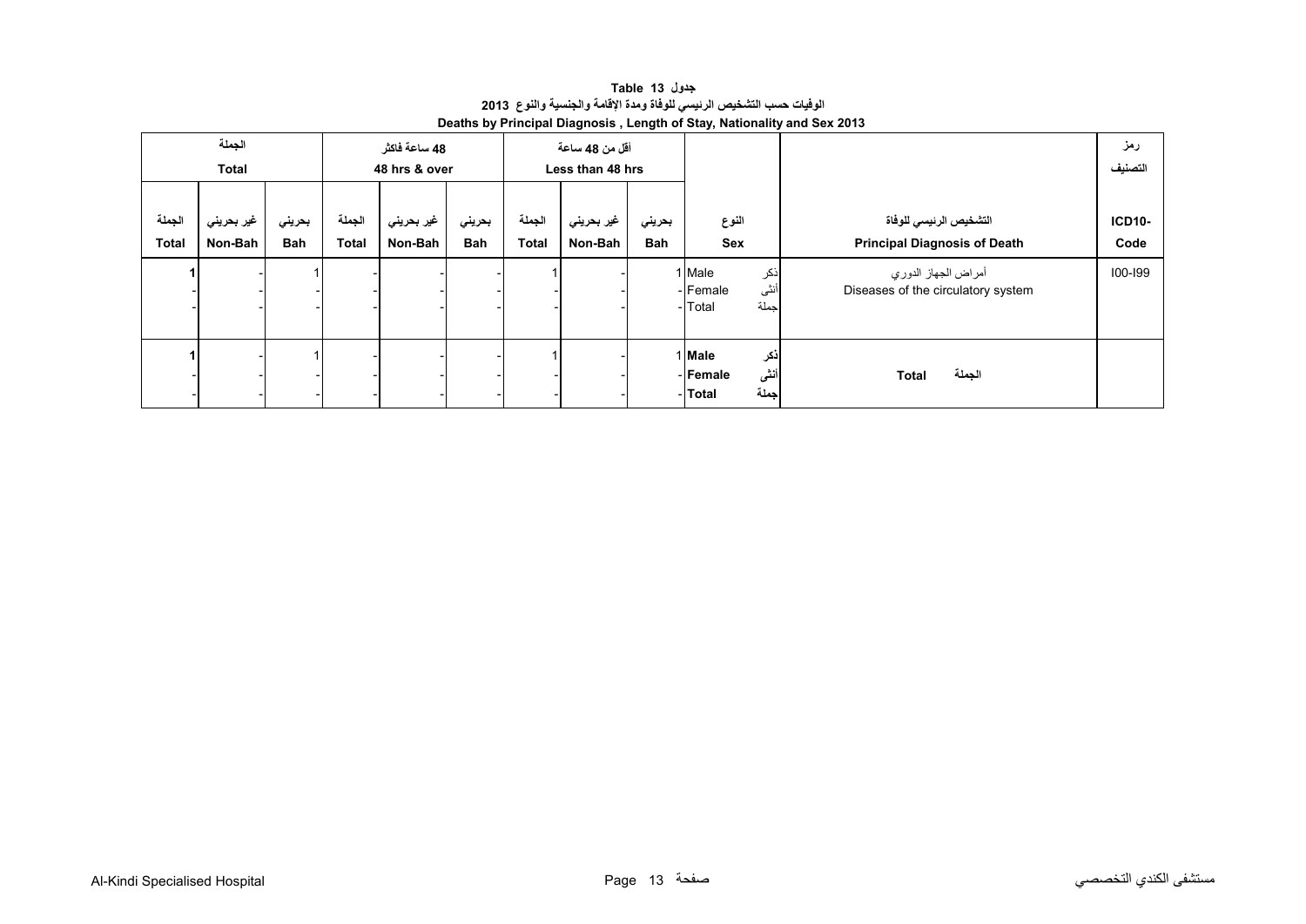**جدول 13 Table**

**الوفيات حسب التشخيص الرئيسي للوفاة ومدة الإقامة والجنسية والنوع 2013**

**Deaths by Principal Diagnosis , Length of Stay, Nationality and Sex 2013**

| الجملة Total | | | 48 ساعة فاكثر 48 hrs & over | | | أقل من 48 ساعة Less than 48 hrs | | | | | رمز التصنيف |
|---|---|---|---|---|---|---|---|---|---|---|---|
| الجملة Total | غير بحريني Non-Bah | بحريني Bah | الجملة Total | غير بحريني Non-Bah | بحريني Bah | الجملة Total | غير بحريني Non-Bah | بحريني Bah | النوع Sex | التشخيص الرئيسي للوفاة Principal Diagnosis of Death | ICD10-Code |
| 1 | - | 1 | - | - | - | 1 | - | 1 | Male ذكر | أمراض الجهاز الدوري Diseases of the circulatory system | I00-I99 |
| - | - | - | - | - | - | - | - | - | Female أنثى | | |
| - | - | - | - | - | - | - | - | - | Total جملة | | |
| **1** | - | 1 | - | - | - | 1 | - | 1 | **Male ذكر** | **Total الجملة** | |
| - | - | - | - | - | - | - | - | - | **Female أنثى** | | |
| - | - | - | - | - | - | - | - | - | **Total جملة** | | |

Al-Kindi Specialised Hospital مستشفى الكندي التخصصي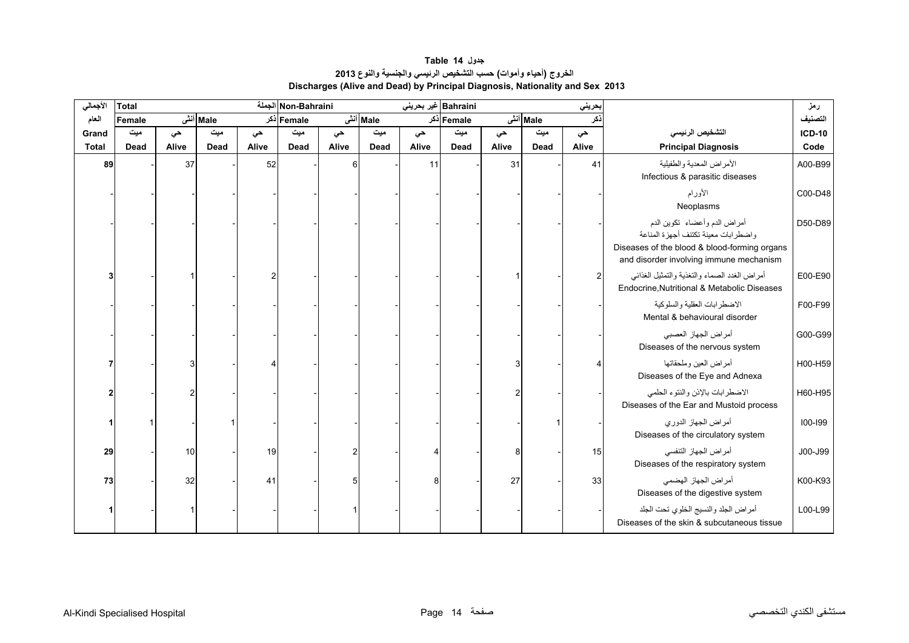# جدول 14 Table

## الخروج (أحياء وأموات) حسب التشخيص الرئيسي والجنسية والنوع 2013

## Discharges (Alive and Dead) by Principal Diagnosis, Nationality and Sex 2013

| الأجمالي | Total الجملة | | | | Non-Bahraini غير بحريني | | | | Bahraini بحريني | | | | | رمز |
|---|---|---|---|---|---|---|---|---|---|---|---|---|---|---|
| العام | Female أنثى | | Male ذكر | | Female أنثى | | Male ذكر | | Female أنثى | | Male ذكر | | | التصنيف |
| Grand | ميت | حي | ميت | حي | ميت | حي | ميت | حي | ميت | حي | ميت | حي | التشخيص الرئيسي | ICD-10 |
| Total | Dead | Alive | Dead | Alive | Dead | Alive | Dead | Alive | Dead | Alive | Dead | Alive | Principal Diagnosis | Code |
| 89 | - | 37 | - | 52 | - | 6 | - | 11 | - | 31 | - | 41 | الأمراض المعدية والطفيلية Infectious & parasitic diseases | A00-B99 |
| - | - | - | - | - | - | - | - | - | - | - | - | - | الأورام Neoplasms | C00-D48 |
| - | - | - | - | - | - | - | - | - | - | - | - | - | أمراض الدم وأعضاء تكوين الدم واضطرابات معينة تكتنف أجهزة المناعة Diseases of the blood & blood-forming organs and disorder involving immune mechanism | D50-D89 |
| 3 | - | 1 | - | 2 | - | - | - | - | - | 1 | - | 2 | أمراض الغدد الصماء والتغذية والتمثيل الغذائي Endocrine,Nutritional & Metabolic Diseases | E00-E90 |
| - | - | - | - | - | - | - | - | - | - | - | - | - | الاضطرابات العقلية والسلوكية Mental & behavioural disorder | F00-F99 |
| - | - | - | - | - | - | - | - | - | - | - | - | - | أمراض الجهاز العصبي Diseases of the nervous system | G00-G99 |
| 7 | - | 3 | - | 4 | - | - | - | - | - | 3 | - | 4 | أمراض العين وملحقاتها Diseases of the Eye and Adnexa | H00-H59 |
| 2 | - | 2 | - | - | - | - | - | - | - | 2 | - | - | الاضطرابات بالإذن والنتوء الحلمي Diseases of the Ear and Mustoid process | H60-H95 |
| 1 | 1 | - | 1 | - | - | - | - | - | - | - | 1 | - | أمراض الجهاز الدوري Diseases of the circulatory system | I00-I99 |
| 29 | - | 10 | - | 19 | - | 2 | - | 4 | - | 8 | - | 15 | أمراض الجهاز التنفسي Diseases of the respiratory system | J00-J99 |
| 73 | - | 32 | - | 41 | - | 5 | - | 8 | - | 27 | - | 33 | أمراض الجهاز الهضمي Diseases of the digestive system | K00-K93 |
| 1 | - | 1 | - | - | - | 1 | - | - | - | - | - | - | أمراض الجلد والنسيج الخلوي تحت الجلد Diseases of the skin & subcutaneous tissue | L00-L99 |

Al-Kindi Specialised Hospital مستشفى الكندي التخصصي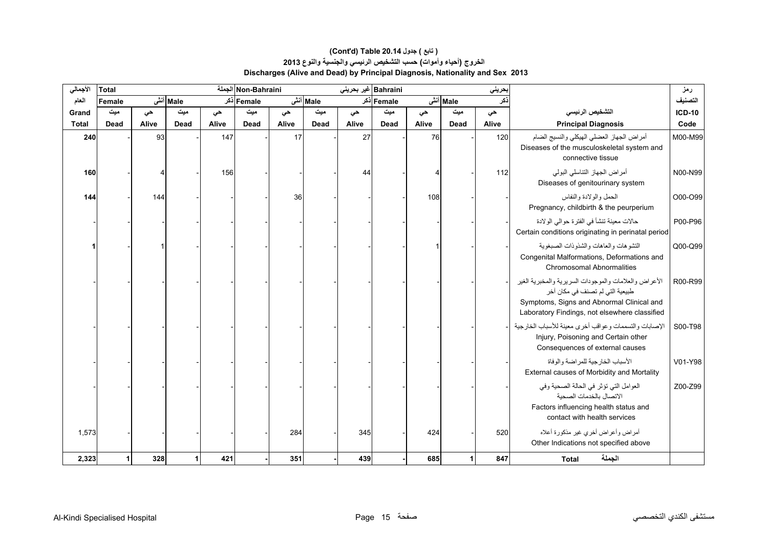# (Cont'd) Table 20.14 جدول ( تابع )

## الخروج (أحياء وأموات) حسب التشخيص الرئيسي والجنسية والنوع 2013

## Discharges (Alive and Dead) by Principal Diagnosis, Nationality and Sex 2013

| الأجمالي العام Grand Total | Total الجملة | | | | Non-Bahraini غير بحريني | | | | Bahraini بحريني | | | | التشخيص الرئيسي Principal Diagnosis | رمز التصنيف ICD-10 Code |
|---|---|---|---|---|---|---|---|---|---|---|---|---|---|---|
| | Female أنثى | | Male ذكر | | Female أنثى | | Male ذكر | | Female أنثى | | Male ذكر | | | |
| | ميت Dead | حي Alive | ميت Dead | حي Alive | ميت Dead | حي Alive | ميت Dead | حي Alive | ميت Dead | حي Alive | ميت Dead | حي Alive | | |
| 240 | - | 93 | - | 147 | - | 17 | - | 27 | - | 76 | - | 120 | أمراض الجهاز العضلي الهيكلي والنسيج الضام Diseases of the musculoskeletal system and connective tissue | M00-M99 |
| 160 | - | 4 | - | 156 | - | - | - | 44 | - | 4 | - | 112 | أمراض الجهاز التناسلي البولي Diseases of genitourinary system | N00-N99 |
| 144 | - | 144 | - | - | - | 36 | - | - | - | 108 | - | - | الحمل والولادة والنفاس Pregnancy, childbirth & the peurperium | O00-O99 |
| - | - | - | - | - | - | - | - | - | - | - | - | - | حالات معينة تنشأ في الفترة حوالي الولادة Certain conditions originating in perinatal period | P00-P96 |
| 1 | - | 1 | - | - | - | - | - | - | - | 1 | - | - | التشوهات والعاهات والشذوذات الصبغوية Congenital Malformations, Deformations and Chromosomal Abnormalities | Q00-Q99 |
| - | - | - | - | - | - | - | - | - | - | - | - | - | الأعراض والعلامات والموجودات السريرية والمخبرية الغير طبيعية التي لم تصنف في مكان آخر Symptoms, Signs and Abnormal Clinical and Laboratory Findings, not elsewhere classified | R00-R99 |
| - | - | - | - | - | - | - | - | - | - | - | - | - | الإصابات والتسممات وعواقب أخرى معينة للأسباب الخارجية Injury, Poisoning and Certain other Consequences of external causes | S00-T98 |
| - | - | - | - | - | - | - | - | - | - | - | - | - | الأسباب الخارجية للمراضة والوفاة External causes of Morbidity and Mortality | V01-Y98 |
| - | - | - | - | - | - | - | - | - | - | - | - | - | العوامل التي تؤثر في الحالة الصحية وفي الاتصال بالخدمات الصحية Factors influencing health status and contact with health services | Z00-Z99 |
| 1,573 | - | - | - | - | - | 284 | - | 345 | - | 424 | - | 520 | أمراض وأعراض أخري غير مذكورة أعلاه Other Indications not specified above | |
| 2,323 | 1 | 328 | 1 | 421 | - | 351 | - | 439 | - | 685 | 1 | 847 | Total الجملة | |

Al-Kindi Specialised Hospital مستشفى الكندي التخصصي